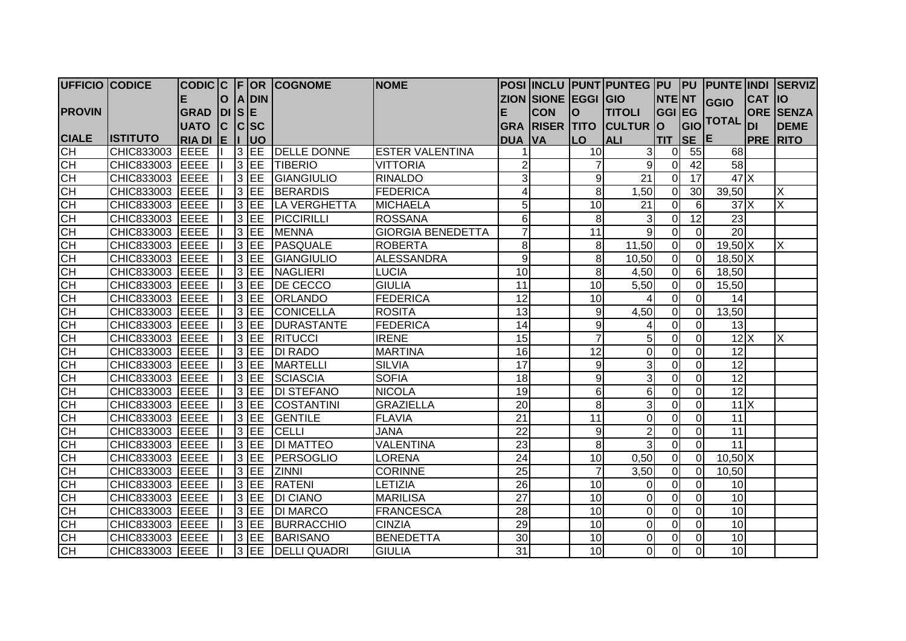| UFFICIO PROVINCIALE | CODICE ISTITUTO | CODICE GRADUATORIA DI | CODICE | FASCIA | ORDINE SCUOLA | COGNOME | NOME | POSIZIONE GRADUATORIA | INCLUSIONE CON RISERVA | PUNTEGGIO TITOLO | PUNTEGGIO TITOLI CULTURALI | PUNTEGGIO TITOLI | PUNTEGGIO SERVIZIO | PUNTEGGIO TOTALE | INDICATORI DI PREFERENZA | SERVIZIO SENZA DEMERITO |
|---|---|---|---|---|---|---|---|---|---|---|---|---|---|---|---|---|
| CH | CHIC833003 | EEEE | I | 3 | EE | DELLE DONNE | ESTER VALENTINA | 1 | | 10 | 3 | 0 | 55 | 68 | | |
| CH | CHIC833003 | EEEE | I | 3 | EE | TIBERIO | VITTORIA | 2 | | 7 | 9 | 0 | 42 | 58 | | |
| CH | CHIC833003 | EEEE | I | 3 | EE | GIANGIULIO | RINALDO | 3 | | 9 | 21 | 0 | 17 | 47 | X | |
| CH | CHIC833003 | EEEE | I | 3 | EE | BERARDIS | FEDERICA | 4 | | 8 | 1,50 | 0 | 30 | 39,50 | | X |
| CH | CHIC833003 | EEEE | I | 3 | EE | LA VERGHETTA | MICHAELA | 5 | | 10 | 21 | 0 | 6 | 37 | X | X |
| CH | CHIC833003 | EEEE | I | 3 | EE | PICCIRILLI | ROSSANA | 6 | | 8 | 3 | 0 | 12 | 23 | | |
| CH | CHIC833003 | EEEE | I | 3 | EE | MENNA | GIORGIA BENEDETTA | 7 | | 11 | 9 | 0 | 0 | 20 | | |
| CH | CHIC833003 | EEEE | I | 3 | EE | PASQUALE | ROBERTA | 8 | | 8 | 11,50 | 0 | 0 | 19,50 | X | X |
| CH | CHIC833003 | EEEE | I | 3 | EE | GIANGIULIO | ALESSANDRA | 9 | | 8 | 10,50 | 0 | 0 | 18,50 | X | |
| CH | CHIC833003 | EEEE | I | 3 | EE | NAGLIERI | LUCIA | 10 | | 8 | 4,50 | 0 | 6 | 18,50 | | |
| CH | CHIC833003 | EEEE | I | 3 | EE | DE CECCO | GIULIA | 11 | | 10 | 5,50 | 0 | 0 | 15,50 | | |
| CH | CHIC833003 | EEEE | I | 3 | EE | ORLANDO | FEDERICA | 12 | | 10 | 4 | 0 | 0 | 14 | | |
| CH | CHIC833003 | EEEE | I | 3 | EE | CONICELLA | ROSITA | 13 | | 9 | 4,50 | 0 | 0 | 13,50 | | |
| CH | CHIC833003 | EEEE | I | 3 | EE | DURASTANTE | FEDERICA | 14 | | 9 | 4 | 0 | 0 | 13 | | |
| CH | CHIC833003 | EEEE | I | 3 | EE | RITUCCI | IRENE | 15 | | 7 | 5 | 0 | 0 | 12 | X | X |
| CH | CHIC833003 | EEEE | I | 3 | EE | DI RADO | MARTINA | 16 | | 12 | 0 | 0 | 0 | 12 | | |
| CH | CHIC833003 | EEEE | I | 3 | EE | MARTELLI | SILVIA | 17 | | 9 | 3 | 0 | 0 | 12 | | |
| CH | CHIC833003 | EEEE | I | 3 | EE | SCIASCIA | SOFIA | 18 | | 9 | 3 | 0 | 0 | 12 | | |
| CH | CHIC833003 | EEEE | I | 3 | EE | DI STEFANO | NICOLA | 19 | | 6 | 6 | 0 | 0 | 12 | | |
| CH | CHIC833003 | EEEE | I | 3 | EE | COSTANTINI | GRAZIELLA | 20 | | 8 | 3 | 0 | 0 | 11 | X | |
| CH | CHIC833003 | EEEE | I | 3 | EE | GENTILE | FLAVIA | 21 | | 11 | 0 | 0 | 0 | 11 | | |
| CH | CHIC833003 | EEEE | I | 3 | EE | CELLI | JANA | 22 | | 9 | 2 | 0 | 0 | 11 | | |
| CH | CHIC833003 | EEEE | I | 3 | EE | DI MATTEO | VALENTINA | 23 | | 8 | 3 | 0 | 0 | 11 | | |
| CH | CHIC833003 | EEEE | I | 3 | EE | PERSOGLIO | LORENA | 24 | | 10 | 0,50 | 0 | 0 | 10,50 | X | |
| CH | CHIC833003 | EEEE | I | 3 | EE | ZINNI | CORINNE | 25 | | 7 | 3,50 | 0 | 0 | 10,50 | | |
| CH | CHIC833003 | EEEE | I | 3 | EE | RATENI | LETIZIA | 26 | | 10 | 0 | 0 | 0 | 10 | | |
| CH | CHIC833003 | EEEE | I | 3 | EE | DI CIANO | MARILISA | 27 | | 10 | 0 | 0 | 0 | 10 | | |
| CH | CHIC833003 | EEEE | I | 3 | EE | DI MARCO | FRANCESCA | 28 | | 10 | 0 | 0 | 0 | 10 | | |
| CH | CHIC833003 | EEEE | I | 3 | EE | BURRACCHIO | CINZIA | 29 | | 10 | 0 | 0 | 0 | 10 | | |
| CH | CHIC833003 | EEEE | I | 3 | EE | BARISANO | BENEDETTA | 30 | | 10 | 0 | 0 | 0 | 10 | | |
| CH | CHIC833003 | EEEE | I | 3 | EE | DELLI QUADRI | GIULIA | 31 | | 10 | 0 | 0 | 0 | 10 | | |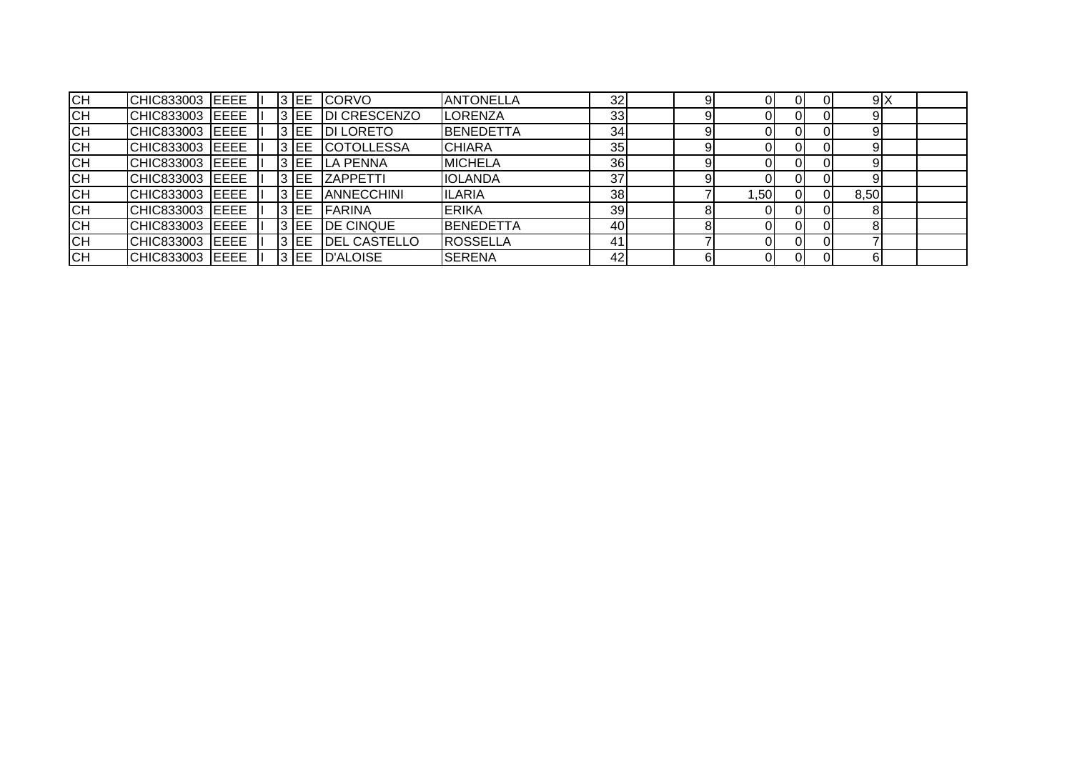| | | | | | | | | | | | | | | | | |
|---|---|---|---|---|---|---|---|---|---|---|---|---|---|---|---|---|
| CH | CHIC833003 | EEEE | I | 3 | EE | CORVO | ANTONELLA | 32 | | 9 | 0 | 0 | 0 | 9 | X | |
| CH | CHIC833003 | EEEE | I | 3 | EE | DI CRESCENZO | LORENZA | 33 | | 9 | 0 | 0 | 0 | 9 | | |
| CH | CHIC833003 | EEEE | I | 3 | EE | DI LORETO | BENEDETTA | 34 | | 9 | 0 | 0 | 0 | 9 | | |
| CH | CHIC833003 | EEEE | I | 3 | EE | COTOLLESSA | CHIARA | 35 | | 9 | 0 | 0 | 0 | 9 | | |
| CH | CHIC833003 | EEEE | I | 3 | EE | LA PENNA | MICHELA | 36 | | 9 | 0 | 0 | 0 | 9 | | |
| CH | CHIC833003 | EEEE | I | 3 | EE | ZAPPETTI | IOLANDA | 37 | | 9 | 0 | 0 | 0 | 9 | | |
| CH | CHIC833003 | EEEE | I | 3 | EE | ANNECCHINI | ILARIA | 38 | | 7 | 1,50 | 0 | 0 | 8,50 | | |
| CH | CHIC833003 | EEEE | I | 3 | EE | FARINA | ERIKA | 39 | | 8 | 0 | 0 | 0 | 8 | | |
| CH | CHIC833003 | EEEE | I | 3 | EE | DE CINQUE | BENEDETTA | 40 | | 8 | 0 | 0 | 0 | 8 | | |
| CH | CHIC833003 | EEEE | I | 3 | EE | DEL CASTELLO | ROSSELLA | 41 | | 7 | 0 | 0 | 0 | 7 | | |
| CH | CHIC833003 | EEEE | I | 3 | EE | D'ALOISE | SERENA | 42 | | 6 | 0 | 0 | 0 | 6 | | |